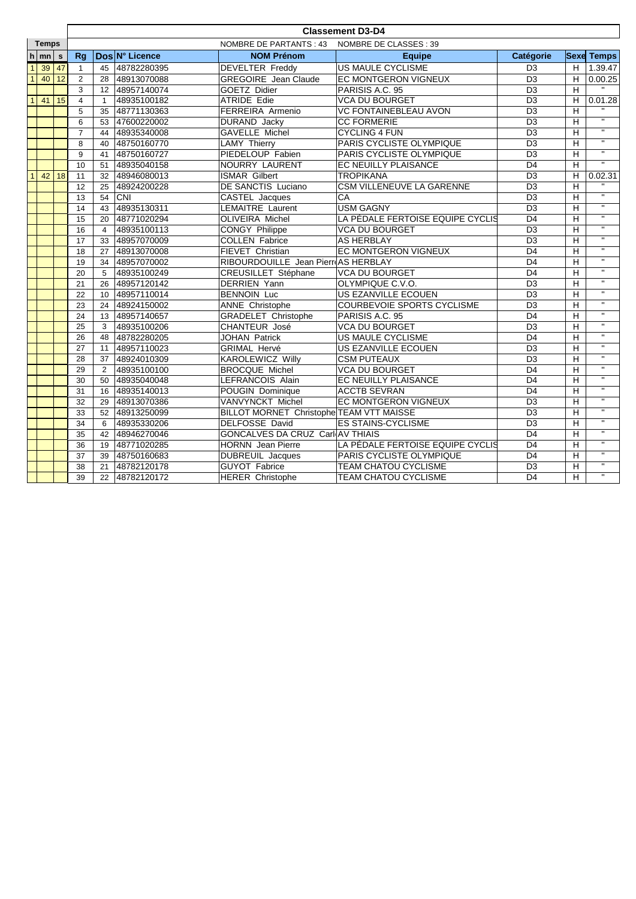# Classement D3-D4

NOMBRE DE PARTANTS : 43 NOMBRE DE CLASSES : 39

| Temps | | | | | | | | | | |
|---|---|---|---|---|---|---|---|---|---|---|
| h | mn | s | Rg | Dos | N° Licence | NOM Prénom | Equipe | Catégorie | Sexe | Temps |
| 1 | 39 | 47 | 1 | 45 | 48782280395 | DEVELTER Freddy | US MAULE CYCLISME | D3 | H | 1.39.47 |
| 1 | 40 | 12 | 2 | 28 | 48913070088 | GREGOIRE Jean Claude | EC MONTGERON VIGNEUX | D3 | H | 0.00.25 |
| | | | 3 | 12 | 48957140074 | GOETZ Didier | PARISIS A.C. 95 | D3 | H | " |
| 1 | 41 | 15 | 4 | 1 | 48935100182 | ATRIDE Edie | VCA DU BOURGET | D3 | H | 0.01.28 |
| | | | 5 | 35 | 48771130363 | FERREIRA Armenio | VC FONTAINEBLEAU AVON | D3 | H | " |
| | | | 6 | 53 | 47600220002 | DURAND Jacky | CC FORMERIE | D3 | H | " |
| | | | 7 | 44 | 48935340008 | GAVELLE Michel | CYCLING 4 FUN | D3 | H | " |
| | | | 8 | 40 | 48750160770 | LAMY Thierry | PARIS CYCLISTE OLYMPIQUE | D3 | H | " |
| | | | 9 | 41 | 48750160727 | PIEDELOUP Fabien | PARIS CYCLISTE OLYMPIQUE | D3 | H | " |
| | | | 10 | 51 | 48935040158 | NOURRY LAURENT | EC NEUILLY PLAISANCE | D4 | H | " |
| 1 | 42 | 18 | 11 | 32 | 48946080013 | ISMAR Gilbert | TROPIKANA | D3 | H | 0.02.31 |
| | | | 12 | 25 | 48924200228 | DE SANCTIS Luciano | CSM VILLENEUVE LA GARENNE | D3 | H | " |
| | | | 13 | 54 | CNI | CASTEL Jacques | CA | D3 | H | " |
| | | | 14 | 43 | 48935130311 | LEMAITRE Laurent | USM GAGNY | D3 | H | " |
| | | | 15 | 20 | 48771020294 | OLIVEIRA Michel | LA PÉDALE FERTOISE EQUIPE CYCLIS | D4 | H | " |
| | | | 16 | 4 | 48935100113 | CONGY Philippe | VCA DU BOURGET | D3 | H | " |
| | | | 17 | 33 | 48957070009 | COLLEN Fabrice | AS HERBLAY | D3 | H | " |
| | | | 18 | 27 | 48913070008 | FIEVET Christian | EC MONTGERON VIGNEUX | D4 | H | " |
| | | | 19 | 34 | 48957070002 | RIBOURDOUILLE Jean Pierre | AS HERBLAY | D4 | H | " |
| | | | 20 | 5 | 48935100249 | CREUSILLET Stéphane | VCA DU BOURGET | D4 | H | " |
| | | | 21 | 26 | 48957120142 | DERRIEN Yann | OLYMPIQUE C.V.O. | D3 | H | " |
| | | | 22 | 10 | 48957110014 | BENNOIN Luc | US EZANVILLE ECOUEN | D3 | H | " |
| | | | 23 | 24 | 48924150002 | ANNE Christophe | COURBEVOIE SPORTS CYCLISME | D3 | H | " |
| | | | 24 | 13 | 48957140657 | GRADELET Christophe | PARISIS A.C. 95 | D4 | H | " |
| | | | 25 | 3 | 48935100206 | CHANTEUR José | VCA DU BOURGET | D3 | H | " |
| | | | 26 | 48 | 48782280205 | JOHAN Patrick | US MAULE CYCLISME | D4 | H | " |
| | | | 27 | 11 | 48957110023 | GRIMAL Hervé | US EZANVILLE ECOUEN | D3 | H | " |
| | | | 28 | 37 | 48924010309 | KAROLEWICZ Willy | CSM PUTEAUX | D3 | H | " |
| | | | 29 | 2 | 48935100100 | BROCQUE Michel | VCA DU BOURGET | D4 | H | " |
| | | | 30 | 50 | 48935040048 | LEFRANCOIS Alain | EC NEUILLY PLAISANCE | D4 | H | " |
| | | | 31 | 16 | 48935140013 | POUGIN Dominique | ACCTB SEVRAN | D4 | H | " |
| | | | 32 | 29 | 48913070386 | VANVYNCKT Michel | EC MONTGERON VIGNEUX | D3 | H | " |
| | | | 33 | 52 | 48913250099 | BILLOT MORNET Christophe | TEAM VTT MAISSE | D3 | H | " |
| | | | 34 | 6 | 48935330206 | DELFOSSE David | ES STAINS-CYCLISME | D3 | H | " |
| | | | 35 | 42 | 48946270046 | GONCALVES DA CRUZ Carl | AV THIAIS | D4 | H | " |
| | | | 36 | 19 | 48771020285 | HORNN Jean Pierre | LA PÉDALE FERTOISE EQUIPE CYCLIS | D4 | H | " |
| | | | 37 | 39 | 48750160683 | DUBREUIL Jacques | PARIS CYCLISTE OLYMPIQUE | D4 | H | " |
| | | | 38 | 21 | 48782120178 | GUYOT Fabrice | TEAM CHATOU CYCLISME | D3 | H | " |
| | | | 39 | 22 | 48782120172 | HERER Christophe | TEAM CHATOU CYCLISME | D4 | H | " |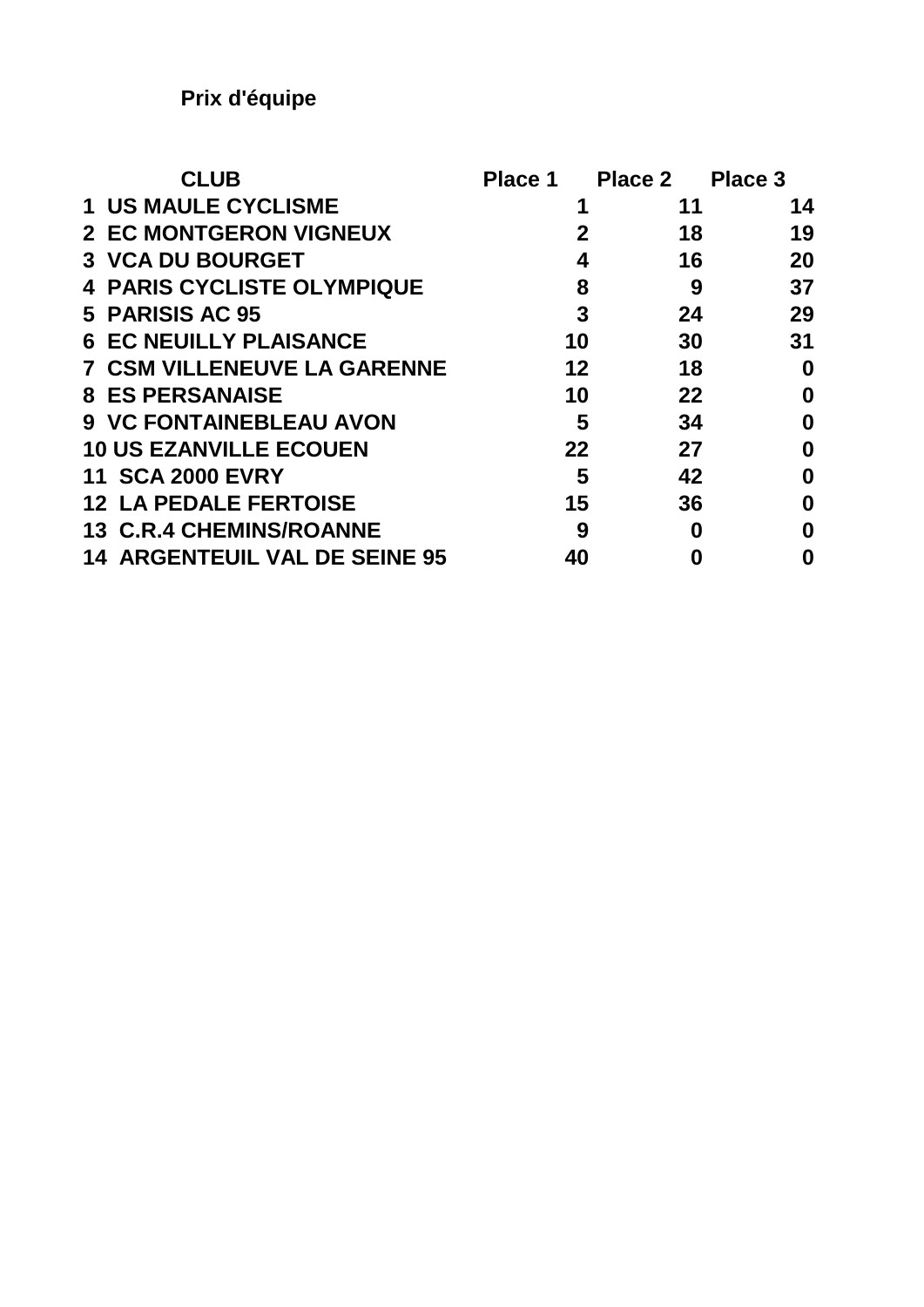**Prix d'équipe**

| | CLUB | Place 1 | Place 2 | Place 3 |
|---|---|---|---|---|
| 1 | US MAULE CYCLISME | 1 | 11 | 14 |
| 2 | EC MONTGERON VIGNEUX | 2 | 18 | 19 |
| 3 | VCA DU BOURGET | 4 | 16 | 20 |
| 4 | PARIS CYCLISTE OLYMPIQUE | 8 | 9 | 37 |
| 5 | PARISIS AC 95 | 3 | 24 | 29 |
| 6 | EC NEUILLY PLAISANCE | 10 | 30 | 31 |
| 7 | CSM VILLENEUVE LA GARENNE | 12 | 18 | 0 |
| 8 | ES PERSANAISE | 10 | 22 | 0 |
| 9 | VC FONTAINEBLEAU AVON | 5 | 34 | 0 |
| 10 | US EZANVILLE ECOUEN | 22 | 27 | 0 |
| 11 | SCA 2000 EVRY | 5 | 42 | 0 |
| 12 | LA PEDALE FERTOISE | 15 | 36 | 0 |
| 13 | C.R.4 CHEMINS/ROANNE | 9 | 0 | 0 |
| 14 | ARGENTEUIL VAL DE SEINE 95 | 40 | 0 | 0 |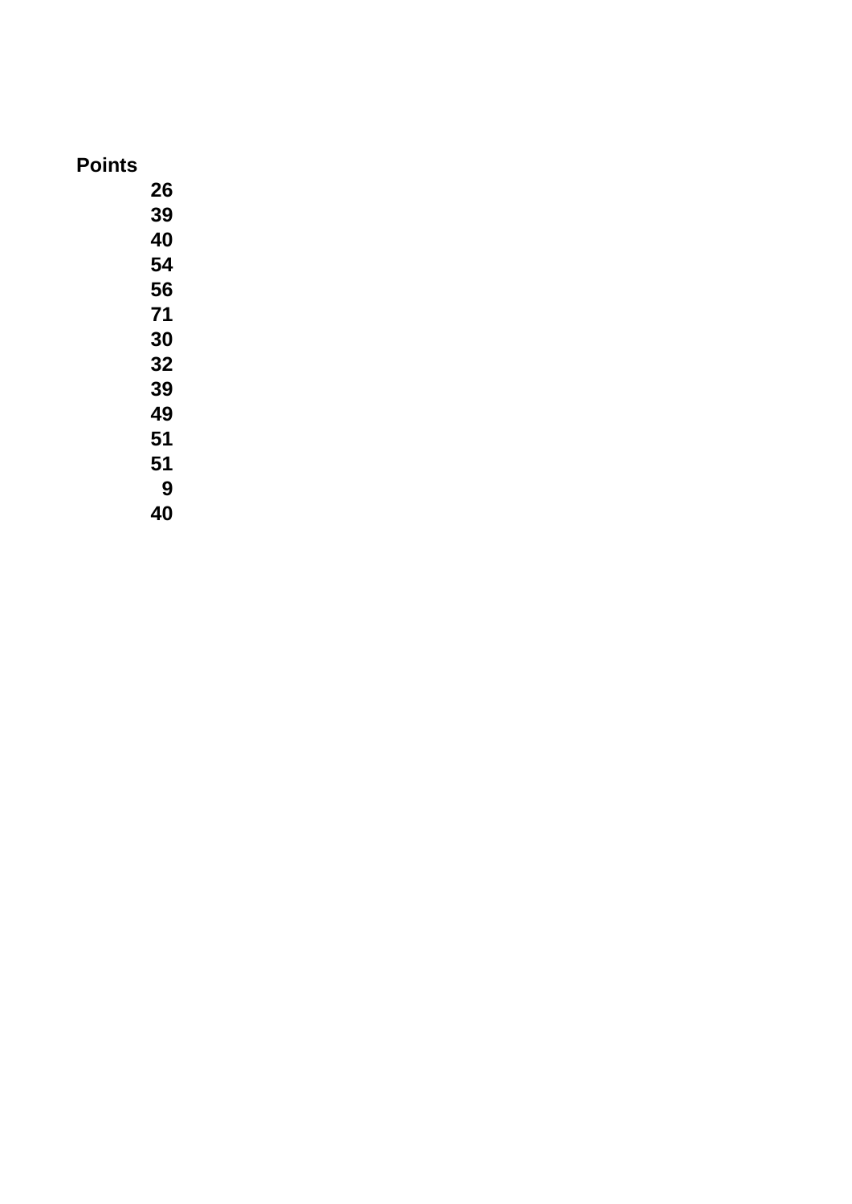| Points |
| --- |
| 26 |
| 39 |
| 40 |
| 54 |
| 56 |
| 71 |
| 30 |
| 32 |
| 39 |
| 49 |
| 51 |
| 51 |
| 9 |
| 40 |